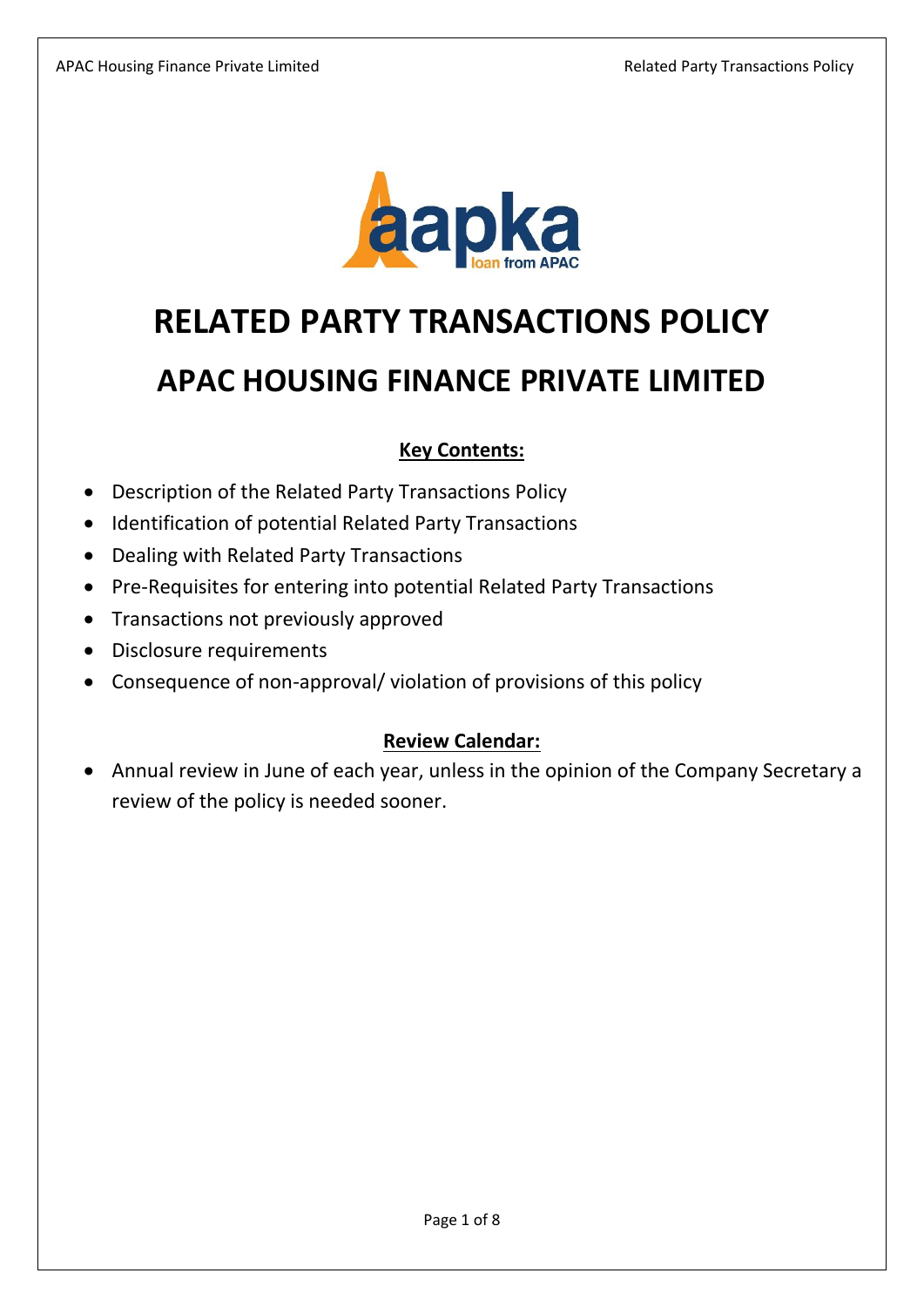# RELATED PARTY TRANSACTIONS POLICY

# APAC HOUSING FINANCE PRIVATE LIMITED

**Key Contents:**

- Description of the Related Party Transactions Policy
- Identification of potential Related Party Transactions
- Dealing with Related Party Transactions
- Pre-Requisites for entering into potential Related Party Transactions
- Transactions not previously approved
- Disclosure requirements
- Consequence of non-approval/ violation of provisions of this policy

**Review Calendar:**

- Annual review in June of each year, unless in the opinion of the Company Secretary a review of the policy is needed sooner.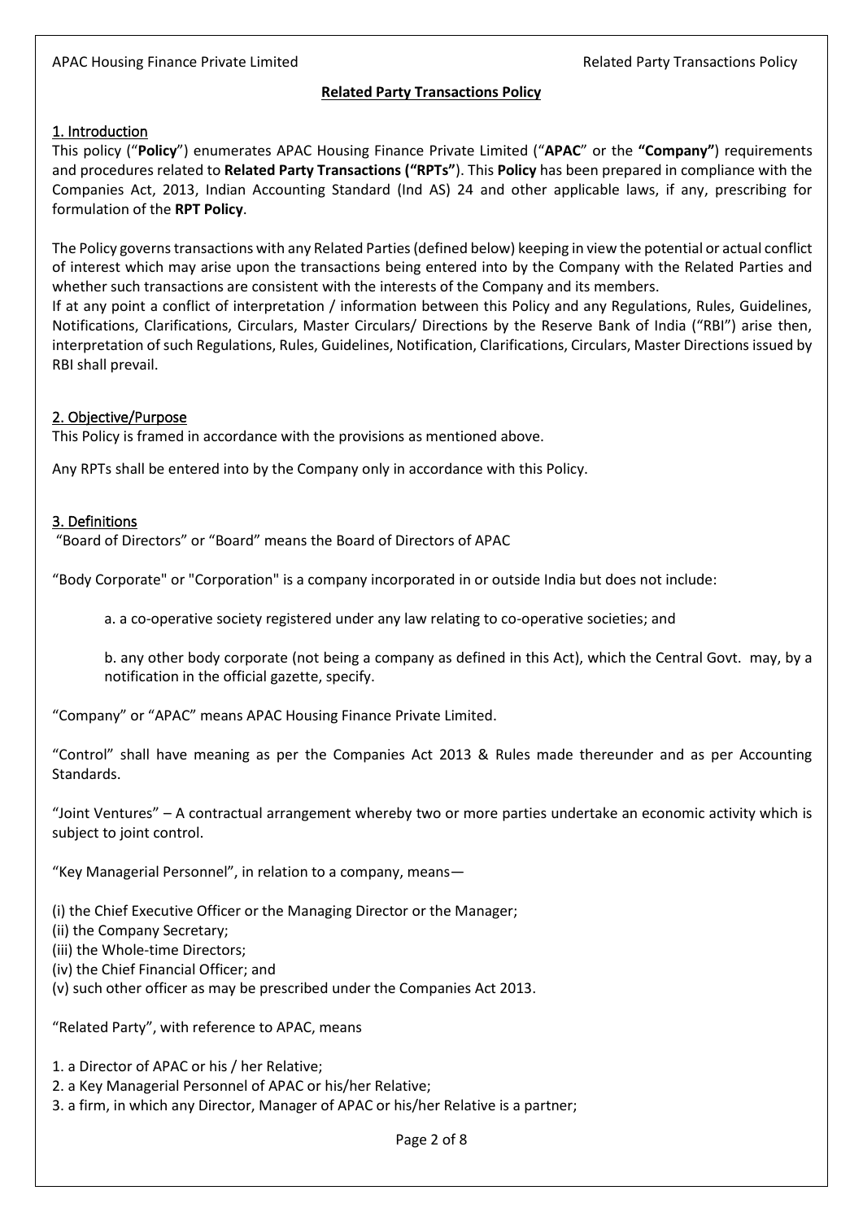## Related Party Transactions Policy

### 1. Introduction

This policy ("**Policy**") enumerates APAC Housing Finance Private Limited ("**APAC**" or the **"Company"**) requirements and procedures related to **Related Party Transactions ("RPTs"**). This **Policy** has been prepared in compliance with the Companies Act, 2013, Indian Accounting Standard (Ind AS) 24 and other applicable laws, if any, prescribing for formulation of the **RPT Policy**.

The Policy governs transactions with any Related Parties (defined below) keeping in view the potential or actual conflict of interest which may arise upon the transactions being entered into by the Company with the Related Parties and whether such transactions are consistent with the interests of the Company and its members.

If at any point a conflict of interpretation / information between this Policy and any Regulations, Rules, Guidelines, Notifications, Clarifications, Circulars, Master Circulars/ Directions by the Reserve Bank of India ("RBI") arise then, interpretation of such Regulations, Rules, Guidelines, Notification, Clarifications, Circulars, Master Directions issued by RBI shall prevail.

### 2. Objective/Purpose

This Policy is framed in accordance with the provisions as mentioned above.

Any RPTs shall be entered into by the Company only in accordance with this Policy.

### 3. Definitions

"Board of Directors" or "Board" means the Board of Directors of APAC

"Body Corporate" or "Corporation" is a company incorporated in or outside India but does not include:

a. a co-operative society registered under any law relating to co-operative societies; and

b. any other body corporate (not being a company as defined in this Act), which the Central Govt. may, by a notification in the official gazette, specify.

"Company" or "APAC" means APAC Housing Finance Private Limited.

"Control" shall have meaning as per the Companies Act 2013 & Rules made thereunder and as per Accounting Standards.

"Joint Ventures" – A contractual arrangement whereby two or more parties undertake an economic activity which is subject to joint control.

"Key Managerial Personnel", in relation to a company, means—

(i) the Chief Executive Officer or the Managing Director or the Manager;
(ii) the Company Secretary;
(iii) the Whole-time Directors;
(iv) the Chief Financial Officer; and
(v) such other officer as may be prescribed under the Companies Act 2013.

"Related Party", with reference to APAC, means

1. a Director of APAC or his / her Relative;
2. a Key Managerial Personnel of APAC or his/her Relative;
3. a firm, in which any Director, Manager of APAC or his/her Relative is a partner;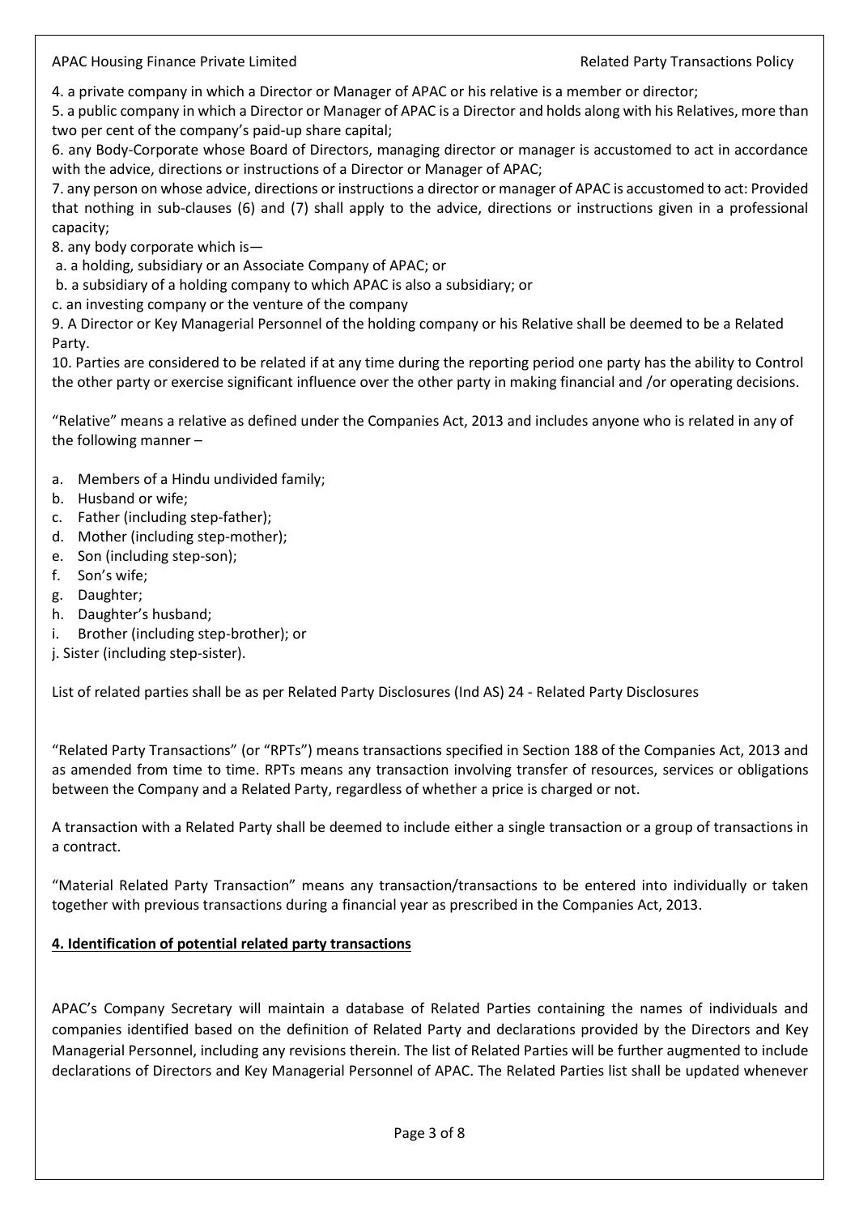4. a private company in which a Director or Manager of APAC or his relative is a member or director;

5. a public company in which a Director or Manager of APAC is a Director and holds along with his Relatives, more than two per cent of the company's paid-up share capital;

6. any Body-Corporate whose Board of Directors, managing director or manager is accustomed to act in accordance with the advice, directions or instructions of a Director or Manager of APAC;

7. any person on whose advice, directions or instructions a director or manager of APAC is accustomed to act: Provided that nothing in sub-clauses (6) and (7) shall apply to the advice, directions or instructions given in a professional capacity;

8. any body corporate which is—

a. a holding, subsidiary or an Associate Company of APAC; or

b. a subsidiary of a holding company to which APAC is also a subsidiary; or

c. an investing company or the venture of the company

9. A Director or Key Managerial Personnel of the holding company or his Relative shall be deemed to be a Related Party.

10. Parties are considered to be related if at any time during the reporting period one party has the ability to Control the other party or exercise significant influence over the other party in making financial and /or operating decisions.

"Relative" means a relative as defined under the Companies Act, 2013 and includes anyone who is related in any of the following manner –

a. Members of a Hindu undivided family;
b. Husband or wife;
c. Father (including step-father);
d. Mother (including step-mother);
e. Son (including step-son);
f. Son's wife;
g. Daughter;
h. Daughter's husband;
i. Brother (including step-brother); or
j. Sister (including step-sister).

List of related parties shall be as per Related Party Disclosures (Ind AS) 24 - Related Party Disclosures

"Related Party Transactions" (or "RPTs") means transactions specified in Section 188 of the Companies Act, 2013 and as amended from time to time. RPTs means any transaction involving transfer of resources, services or obligations between the Company and a Related Party, regardless of whether a price is charged or not.

A transaction with a Related Party shall be deemed to include either a single transaction or a group of transactions in a contract.

"Material Related Party Transaction" means any transaction/transactions to be entered into individually or taken together with previous transactions during a financial year as prescribed in the Companies Act, 2013.

## 4. Identification of potential related party transactions

APAC's Company Secretary will maintain a database of Related Parties containing the names of individuals and companies identified based on the definition of Related Party and declarations provided by the Directors and Key Managerial Personnel, including any revisions therein. The list of Related Parties will be further augmented to include declarations of Directors and Key Managerial Personnel of APAC. The Related Parties list shall be updated whenever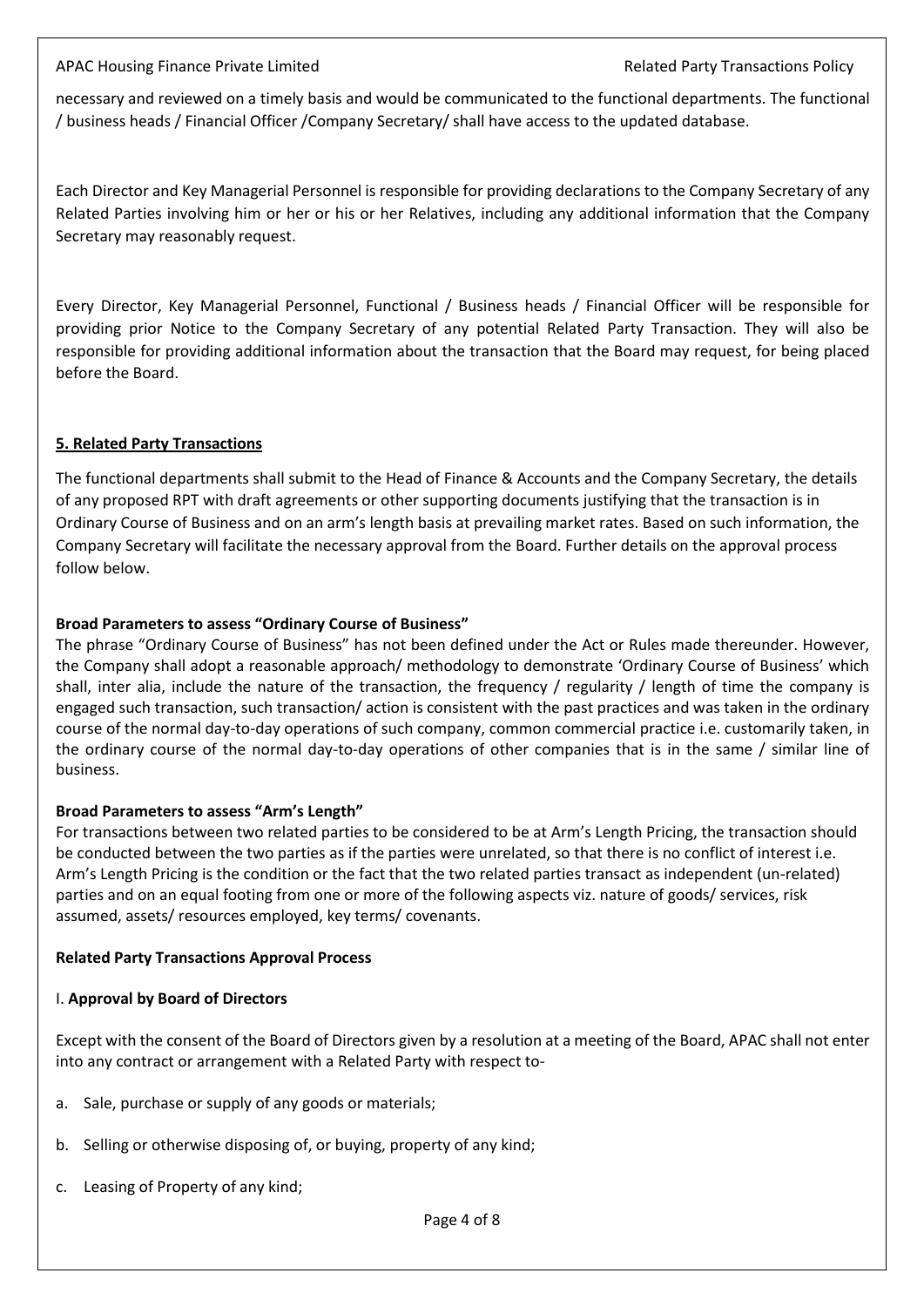necessary and reviewed on a timely basis and would be communicated to the functional departments. The functional / business heads / Financial Officer /Company Secretary/ shall have access to the updated database.

Each Director and Key Managerial Personnel is responsible for providing declarations to the Company Secretary of any Related Parties involving him or her or his or her Relatives, including any additional information that the Company Secretary may reasonably request.

Every Director, Key Managerial Personnel, Functional / Business heads / Financial Officer will be responsible for providing prior Notice to the Company Secretary of any potential Related Party Transaction. They will also be responsible for providing additional information about the transaction that the Board may request, for being placed before the Board.

## 5. Related Party Transactions

The functional departments shall submit to the Head of Finance & Accounts and the Company Secretary, the details of any proposed RPT with draft agreements or other supporting documents justifying that the transaction is in Ordinary Course of Business and on an arm's length basis at prevailing market rates. Based on such information, the Company Secretary will facilitate the necessary approval from the Board. Further details on the approval process follow below.

**Broad Parameters to assess "Ordinary Course of Business"**

The phrase "Ordinary Course of Business" has not been defined under the Act or Rules made thereunder. However, the Company shall adopt a reasonable approach/ methodology to demonstrate 'Ordinary Course of Business' which shall, inter alia, include the nature of the transaction, the frequency / regularity / length of time the company is engaged such transaction, such transaction/ action is consistent with the past practices and was taken in the ordinary course of the normal day-to-day operations of such company, common commercial practice i.e. customarily taken, in the ordinary course of the normal day-to-day operations of other companies that is in the same / similar line of business.

**Broad Parameters to assess "Arm's Length"**

For transactions between two related parties to be considered to be at Arm's Length Pricing, the transaction should be conducted between the two parties as if the parties were unrelated, so that there is no conflict of interest i.e. Arm's Length Pricing is the condition or the fact that the two related parties transact as independent (un-related) parties and on an equal footing from one or more of the following aspects viz. nature of goods/ services, risk assumed, assets/ resources employed, key terms/ covenants.

**Related Party Transactions Approval Process**

I. **Approval by Board of Directors**

Except with the consent of the Board of Directors given by a resolution at a meeting of the Board, APAC shall not enter into any contract or arrangement with a Related Party with respect to-

a. Sale, purchase or supply of any goods or materials;

b. Selling or otherwise disposing of, or buying, property of any kind;

c. Leasing of Property of any kind;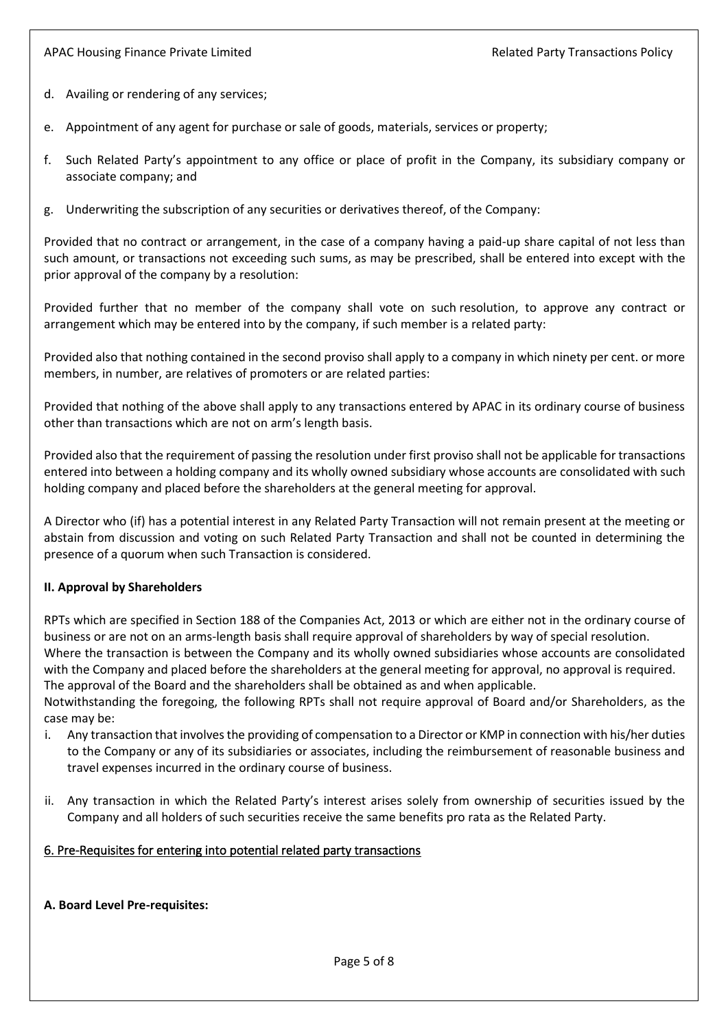d. Availing or rendering of any services;

e. Appointment of any agent for purchase or sale of goods, materials, services or property;

f. Such Related Party's appointment to any office or place of profit in the Company, its subsidiary company or associate company; and

g. Underwriting the subscription of any securities or derivatives thereof, of the Company:

Provided that no contract or arrangement, in the case of a company having a paid-up share capital of not less than such amount, or transactions not exceeding such sums, as may be prescribed, shall be entered into except with the prior approval of the company by a resolution:

Provided further that no member of the company shall vote on such resolution, to approve any contract or arrangement which may be entered into by the company, if such member is a related party:

Provided also that nothing contained in the second proviso shall apply to a company in which ninety per cent. or more members, in number, are relatives of promoters or are related parties:

Provided that nothing of the above shall apply to any transactions entered by APAC in its ordinary course of business other than transactions which are not on arm's length basis.

Provided also that the requirement of passing the resolution under first proviso shall not be applicable for transactions entered into between a holding company and its wholly owned subsidiary whose accounts are consolidated with such holding company and placed before the shareholders at the general meeting for approval.

A Director who (if) has a potential interest in any Related Party Transaction will not remain present at the meeting or abstain from discussion and voting on such Related Party Transaction and shall not be counted in determining the presence of a quorum when such Transaction is considered.

**II. Approval by Shareholders**

RPTs which are specified in Section 188 of the Companies Act, 2013 or which are either not in the ordinary course of business or are not on an arms-length basis shall require approval of shareholders by way of special resolution.
Where the transaction is between the Company and its wholly owned subsidiaries whose accounts are consolidated with the Company and placed before the shareholders at the general meeting for approval, no approval is required.
The approval of the Board and the shareholders shall be obtained as and when applicable.
Notwithstanding the foregoing, the following RPTs shall not require approval of Board and/or Shareholders, as the case may be:

i. Any transaction that involves the providing of compensation to a Director or KMP in connection with his/her duties to the Company or any of its subsidiaries or associates, including the reimbursement of reasonable business and travel expenses incurred in the ordinary course of business.

ii. Any transaction in which the Related Party's interest arises solely from ownership of securities issued by the Company and all holders of such securities receive the same benefits pro rata as the Related Party.

## 6. Pre-Requisites for entering into potential related party transactions

**A. Board Level Pre-requisites:**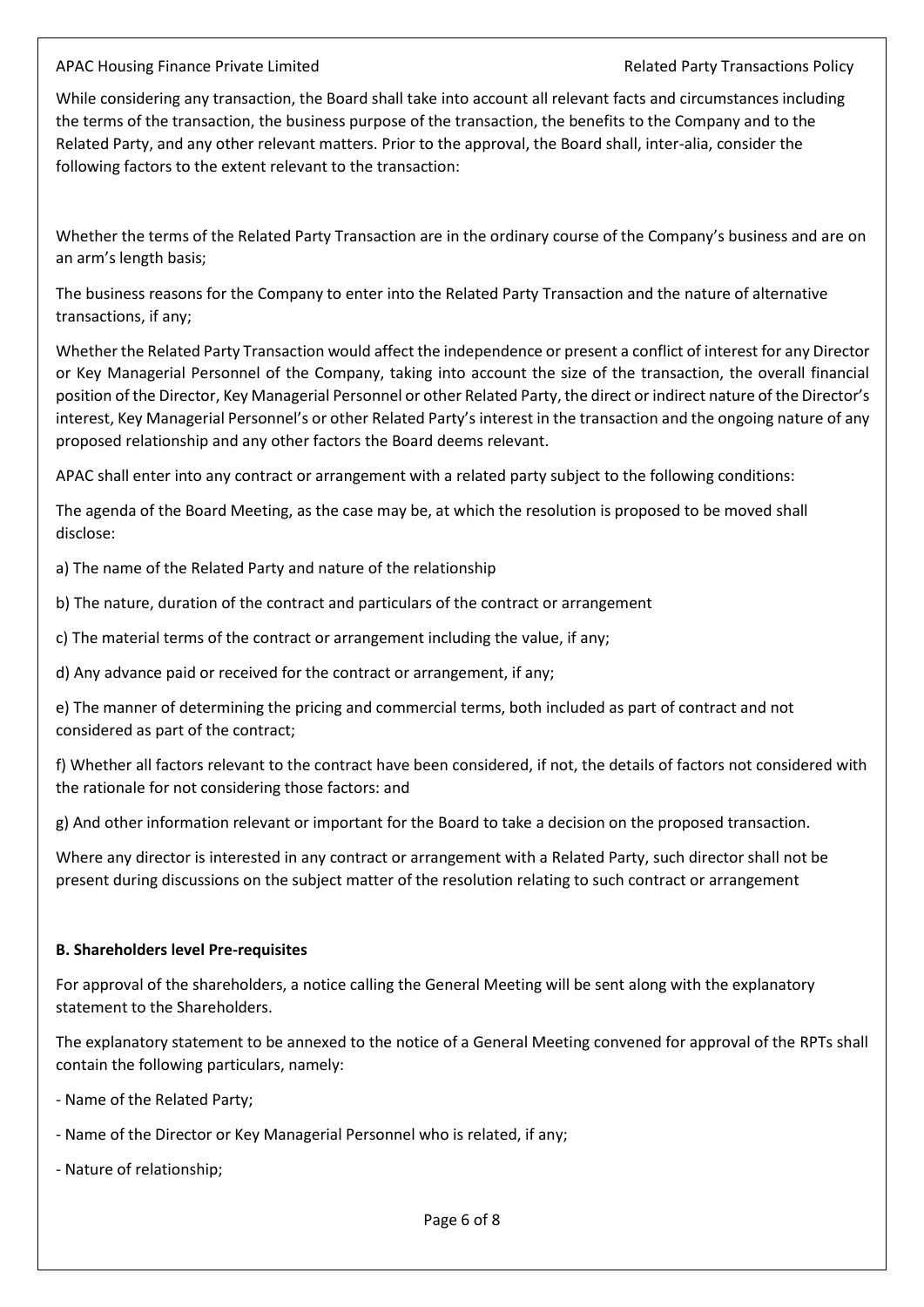While considering any transaction, the Board shall take into account all relevant facts and circumstances including the terms of the transaction, the business purpose of the transaction, the benefits to the Company and to the Related Party, and any other relevant matters. Prior to the approval, the Board shall, inter-alia, consider the following factors to the extent relevant to the transaction:

Whether the terms of the Related Party Transaction are in the ordinary course of the Company's business and are on an arm's length basis;

The business reasons for the Company to enter into the Related Party Transaction and the nature of alternative transactions, if any;

Whether the Related Party Transaction would affect the independence or present a conflict of interest for any Director or Key Managerial Personnel of the Company, taking into account the size of the transaction, the overall financial position of the Director, Key Managerial Personnel or other Related Party, the direct or indirect nature of the Director's interest, Key Managerial Personnel's or other Related Party's interest in the transaction and the ongoing nature of any proposed relationship and any other factors the Board deems relevant.

APAC shall enter into any contract or arrangement with a related party subject to the following conditions:

The agenda of the Board Meeting, as the case may be, at which the resolution is proposed to be moved shall disclose:

a) The name of the Related Party and nature of the relationship

b) The nature, duration of the contract and particulars of the contract or arrangement

c) The material terms of the contract or arrangement including the value, if any;

d) Any advance paid or received for the contract or arrangement, if any;

e) The manner of determining the pricing and commercial terms, both included as part of contract and not considered as part of the contract;

f) Whether all factors relevant to the contract have been considered, if not, the details of factors not considered with the rationale for not considering those factors: and

g) And other information relevant or important for the Board to take a decision on the proposed transaction.

Where any director is interested in any contract or arrangement with a Related Party, such director shall not be present during discussions on the subject matter of the resolution relating to such contract or arrangement

**B. Shareholders level Pre-requisites**

For approval of the shareholders, a notice calling the General Meeting will be sent along with the explanatory statement to the Shareholders.

The explanatory statement to be annexed to the notice of a General Meeting convened for approval of the RPTs shall contain the following particulars, namely:

- Name of the Related Party;
- Name of the Director or Key Managerial Personnel who is related, if any;
- Nature of relationship;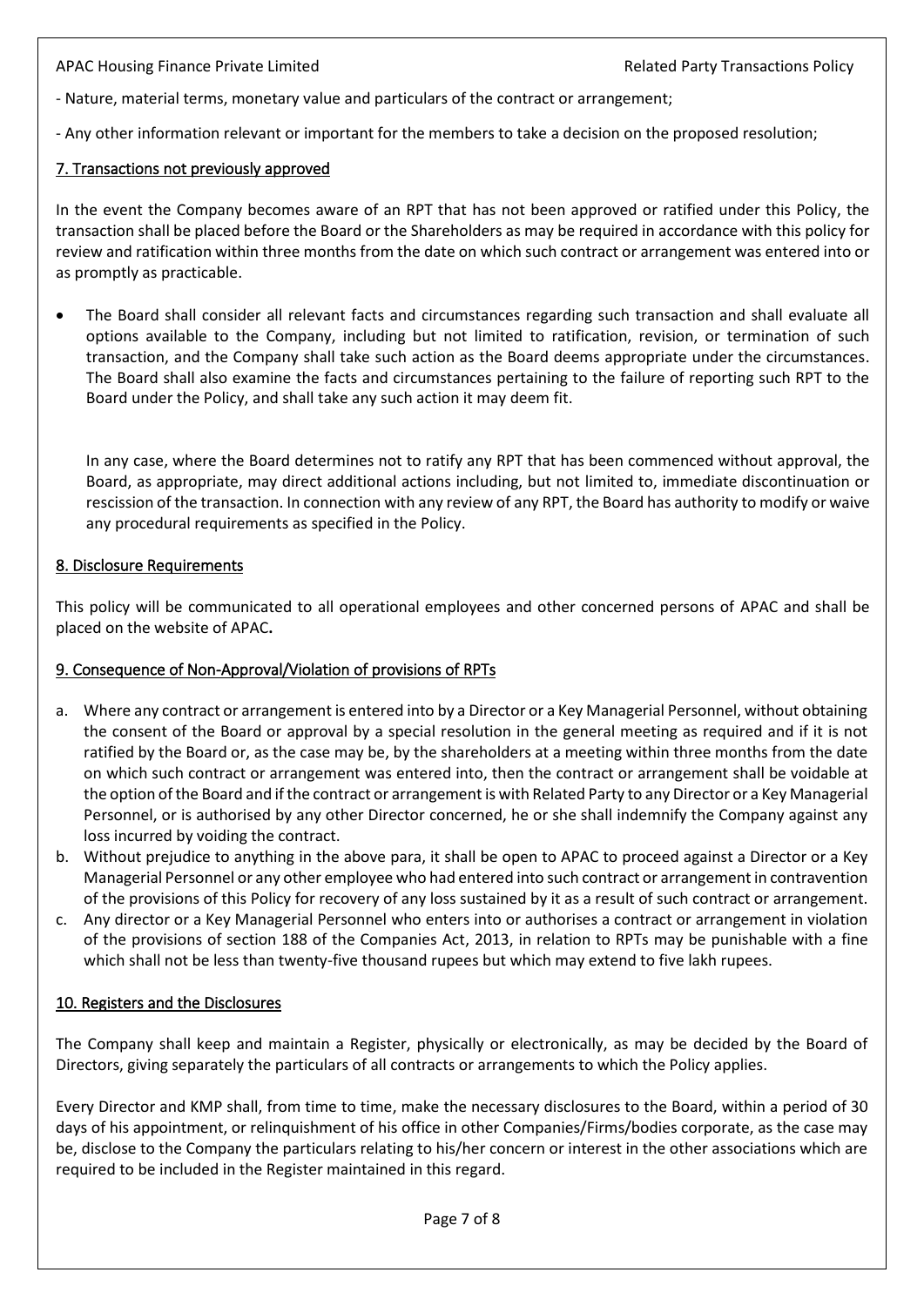- Nature, material terms, monetary value and particulars of the contract or arrangement;

- Any other information relevant or important for the members to take a decision on the proposed resolution;

## 7. Transactions not previously approved

In the event the Company becomes aware of an RPT that has not been approved or ratified under this Policy, the transaction shall be placed before the Board or the Shareholders as may be required in accordance with this policy for review and ratification within three months from the date on which such contract or arrangement was entered into or as promptly as practicable.

- The Board shall consider all relevant facts and circumstances regarding such transaction and shall evaluate all options available to the Company, including but not limited to ratification, revision, or termination of such transaction, and the Company shall take such action as the Board deems appropriate under the circumstances. The Board shall also examine the facts and circumstances pertaining to the failure of reporting such RPT to the Board under the Policy, and shall take any such action it may deem fit.

  In any case, where the Board determines not to ratify any RPT that has been commenced without approval, the Board, as appropriate, may direct additional actions including, but not limited to, immediate discontinuation or rescission of the transaction. In connection with any review of any RPT, the Board has authority to modify or waive any procedural requirements as specified in the Policy.

## 8. Disclosure Requirements

This policy will be communicated to all operational employees and other concerned persons of APAC and shall be placed on the website of APAC**.**

## 9. Consequence of Non-Approval/Violation of provisions of RPTs

a. Where any contract or arrangement is entered into by a Director or a Key Managerial Personnel, without obtaining the consent of the Board or approval by a special resolution in the general meeting as required and if it is not ratified by the Board or, as the case may be, by the shareholders at a meeting within three months from the date on which such contract or arrangement was entered into, then the contract or arrangement shall be voidable at the option of the Board and if the contract or arrangement is with Related Party to any Director or a Key Managerial Personnel, or is authorised by any other Director concerned, he or she shall indemnify the Company against any loss incurred by voiding the contract.

b. Without prejudice to anything in the above para, it shall be open to APAC to proceed against a Director or a Key Managerial Personnel or any other employee who had entered into such contract or arrangement in contravention of the provisions of this Policy for recovery of any loss sustained by it as a result of such contract or arrangement.

c. Any director or a Key Managerial Personnel who enters into or authorises a contract or arrangement in violation of the provisions of section 188 of the Companies Act, 2013, in relation to RPTs may be punishable with a fine which shall not be less than twenty-five thousand rupees but which may extend to five lakh rupees.

## 10. Registers and the Disclosures

The Company shall keep and maintain a Register, physically or electronically, as may be decided by the Board of Directors, giving separately the particulars of all contracts or arrangements to which the Policy applies.

Every Director and KMP shall, from time to time, make the necessary disclosures to the Board, within a period of 30 days of his appointment, or relinquishment of his office in other Companies/Firms/bodies corporate, as the case may be, disclose to the Company the particulars relating to his/her concern or interest in the other associations which are required to be included in the Register maintained in this regard.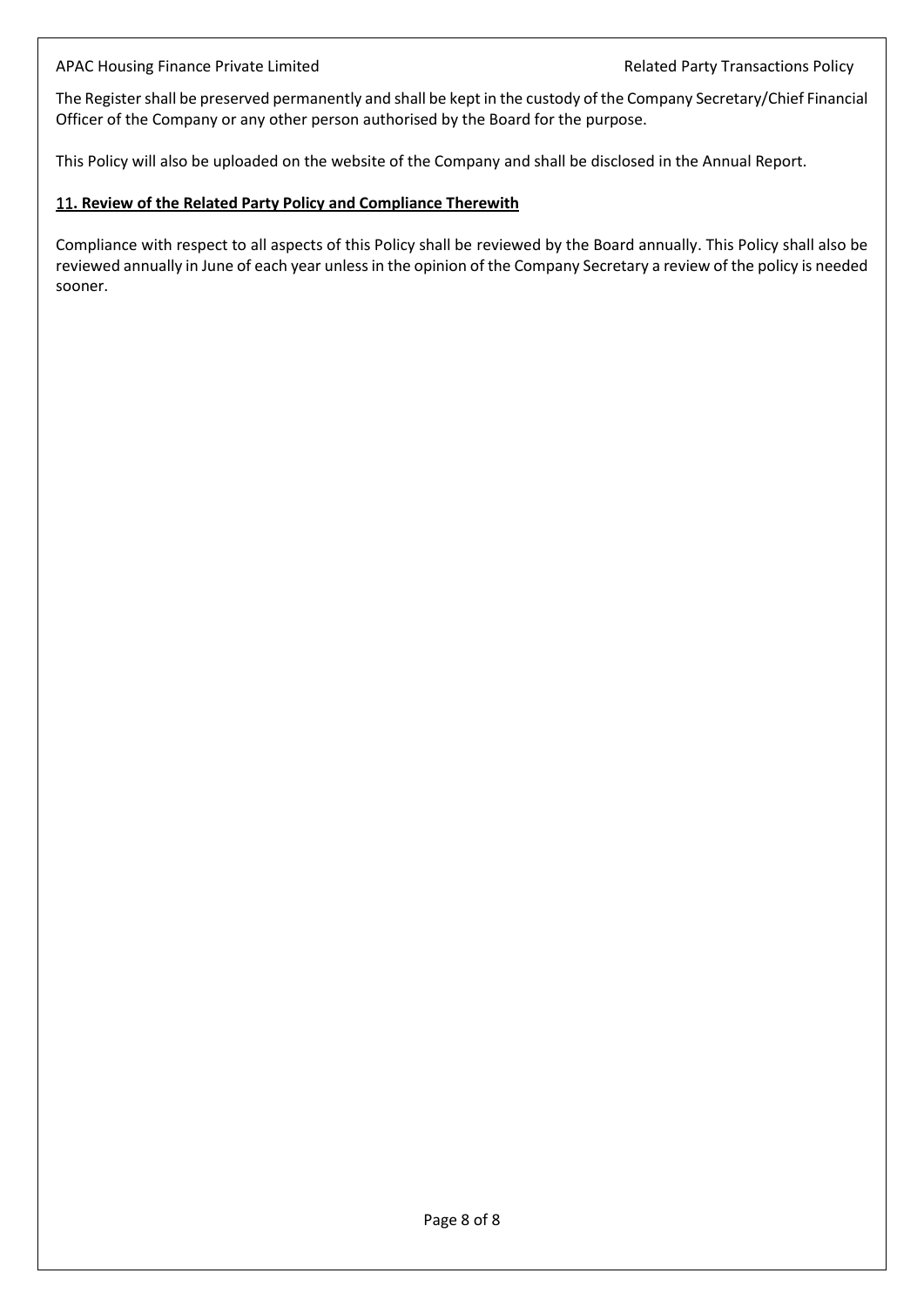The Register shall be preserved permanently and shall be kept in the custody of the Company Secretary/Chief Financial Officer of the Company or any other person authorised by the Board for the purpose.

This Policy will also be uploaded on the website of the Company and shall be disclosed in the Annual Report.

## 11. Review of the Related Party Policy and Compliance Therewith

Compliance with respect to all aspects of this Policy shall be reviewed by the Board annually. This Policy shall also be reviewed annually in June of each year unless in the opinion of the Company Secretary a review of the policy is needed sooner.